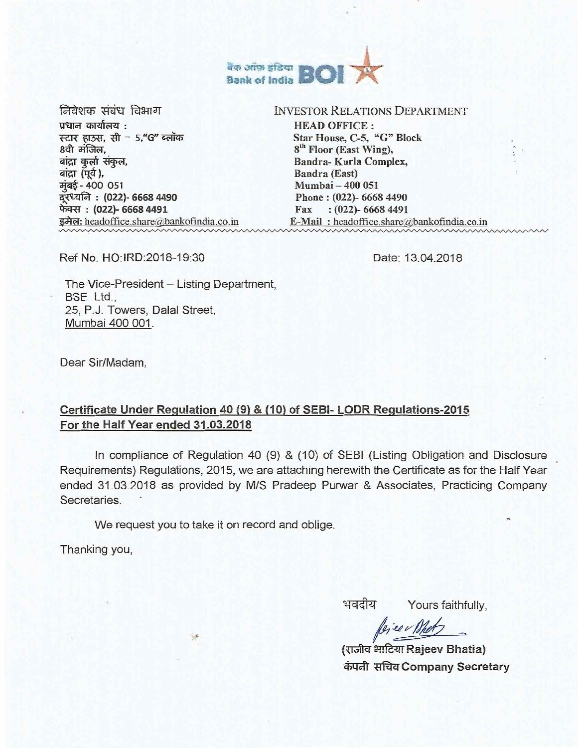बैंक ऑफ़ इंडिया Bank of India BOI

निवेशक संबंध विभाग
प्रधान कार्यालय :
स्टार हाउस, सी – 5,"G" ब्लॉक
8वी मंजिल,
बांद्रा कुर्ला संकुल,
बांद्रा (पूर्व),
मुंबई - 400 051
दूरध्वनि : (022)- 6668 4490
फेक्स : (022)- 6668 4491
इमेल: headoffice.share@bankofindia.co.in

INVESTOR RELATIONS DEPARTMENT
**HEAD OFFICE :**
**Star House, C-5, "G" Block**
**8th Floor (East Wing),**
**Bandra- Kurla Complex,**
**Bandra (East)**
**Mumbai – 400 051**
**Phone : (022)- 6668 4490**
**Fax : (022)- 6668 4491**
**E-Mail : headoffice.share@bankofindia.co.in**

Ref No. HO:IRD:2018-19:30

Date: 13.04.2018

The Vice-President – Listing Department,
BSE Ltd.,
25, P.J. Towers, Dalal Street,
Mumbai 400 001.

Dear Sir/Madam,

**Certificate Under Regulation 40 (9) & (10) of SEBI- LODR Regulations-2015**
**For the Half Year ended 31.03.2018**

In compliance of Regulation 40 (9) & (10) of SEBI (Listing Obligation and Disclosure Requirements) Regulations, 2015, we are attaching herewith the Certificate as for the Half Year ended 31.03.2018 as provided by M/S Pradeep Purwar & Associates, Practicing Company Secretaries.

We request you to take it on record and oblige.

Thanking you,

भवदीय Yours faithfully,

**(राजीव भाटिया Rajeev Bhatia)**
**कंपनी सचिव Company Secretary**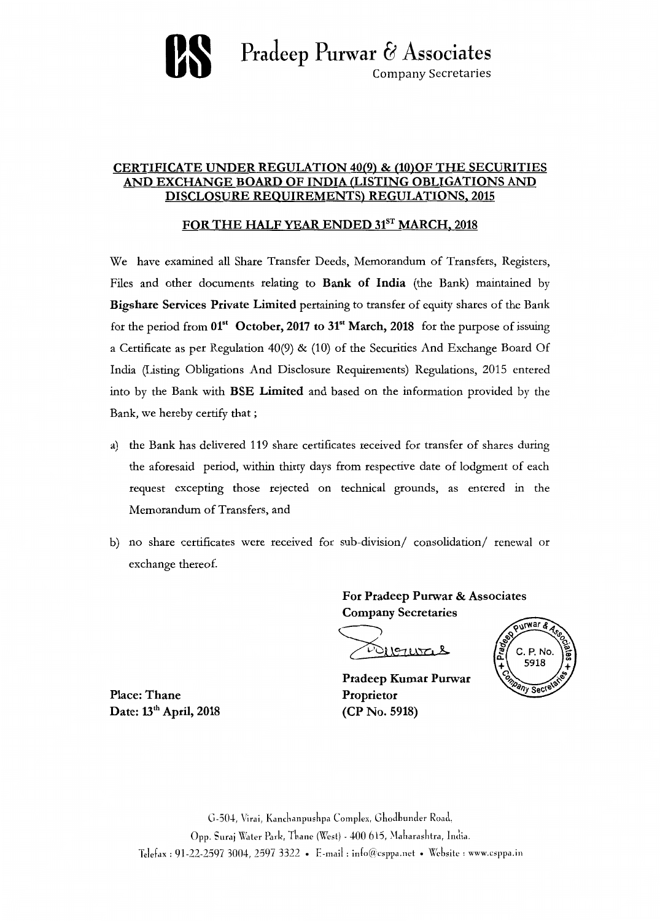# Pradeep Purwar & Associates

Company Secretaries

## CERTIFICATE UNDER REGULATION 40(9) & (10)OF THE SECURITIES AND EXCHANGE BOARD OF INDIA (LISTING OBLIGATIONS AND DISCLOSURE REQUIREMENTS) REGULATIONS, 2015

## FOR THE HALF YEAR ENDED 31ST MARCH, 2018

We have examined all Share Transfer Deeds, Memorandum of Transfers, Registers, Files and other documents relating to **Bank of India** (the Bank) maintained by **Bigshare Services Private Limited** pertaining to transfer of equity shares of the Bank for the period from **01st October, 2017 to 31st March, 2018** for the purpose of issuing a Certificate as per Regulation 40(9) & (10) of the Securities And Exchange Board Of India (Listing Obligations And Disclosure Requirements) Regulations, 2015 entered into by the Bank with **BSE Limited** and based on the information provided by the Bank, we hereby certify that ;

a) the Bank has delivered 119 share certificates received for transfer of shares during the aforesaid period, within thirty days from respective date of lodgment of each request excepting those rejected on technical grounds, as entered in the Memorandum of Transfers, and

b) no share certificates were received for sub-division/ consolidation/ renewal or exchange thereof.

**For Pradeep Purwar & Associates**
**Company Secretaries**

**Pradeep Kumar Purwar**
**Proprietor**
**(CP No. 5918)**

**Place: Thane**
**Date: 13th April, 2018**

G-504, Virai, Kanchanpushpa Complex, Ghodbunder Road,
Opp. Suraj Water Park, Thane (West) - 400 615, Maharashtra, India.
Telefax : 91-22-2597 3004, 2597 3322 • E-mail : info@csppa.net • Website : www.csppa.in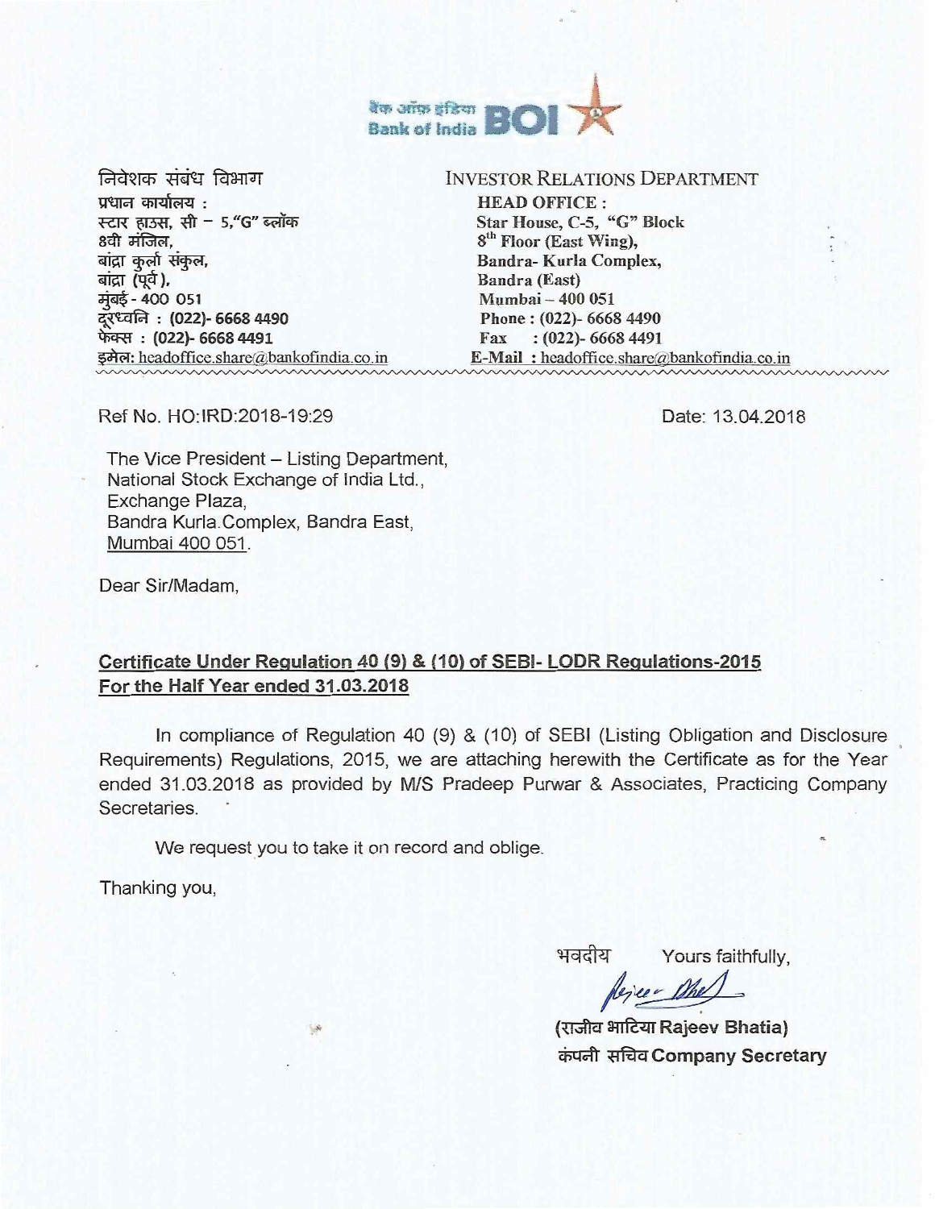बैंक ऑफ़ इंडिया
Bank of India BOI

निवेशक संबंध विभाग
प्रधान कार्यालय :
स्टार हाउस, सी – 5,"G" ब्लॉक
8वी मंजिल,
बांद्रा कुर्ला संकुल,
बांद्रा (पूर्व),
मुंबई - 400 051
दूरध्वनि : (022)- 6668 4490
फॅक्स : (022)- 6668 4491
इमेल: headoffice.share@bankofindia.co.in

INVESTOR RELATIONS DEPARTMENT
**HEAD OFFICE :**
**Star House, C-5, "G" Block**
**8th Floor (East Wing),**
**Bandra- Kurla Complex,**
**Bandra (East)**
**Mumbai – 400 051**
**Phone : (022)- 6668 4490**
**Fax : (022)- 6668 4491**
**E-Mail :** headoffice.share@bankofindia.co.in

Ref No. HO:IRD:2018-19:29

Date: 13.04.2018

The Vice President – Listing Department,
National Stock Exchange of India Ltd.,
Exchange Plaza,
Bandra Kurla Complex, Bandra East,
Mumbai 400 051.

Dear Sir/Madam,

**Certificate Under Regulation 40 (9) & (10) of SEBI- LODR Regulations-2015**
**For the Half Year ended 31.03.2018**

In compliance of Regulation 40 (9) & (10) of SEBI (Listing Obligation and Disclosure Requirements) Regulations, 2015, we are attaching herewith the Certificate as for the Year ended 31.03.2018 as provided by M/S Pradeep Purwar & Associates, Practicing Company Secretaries.

We request you to take it on record and oblige.

Thanking you,

भवदीय Yours faithfully,

(राजीव भाटिया Rajeev Bhatia)
कंपनी सचिव Company Secretary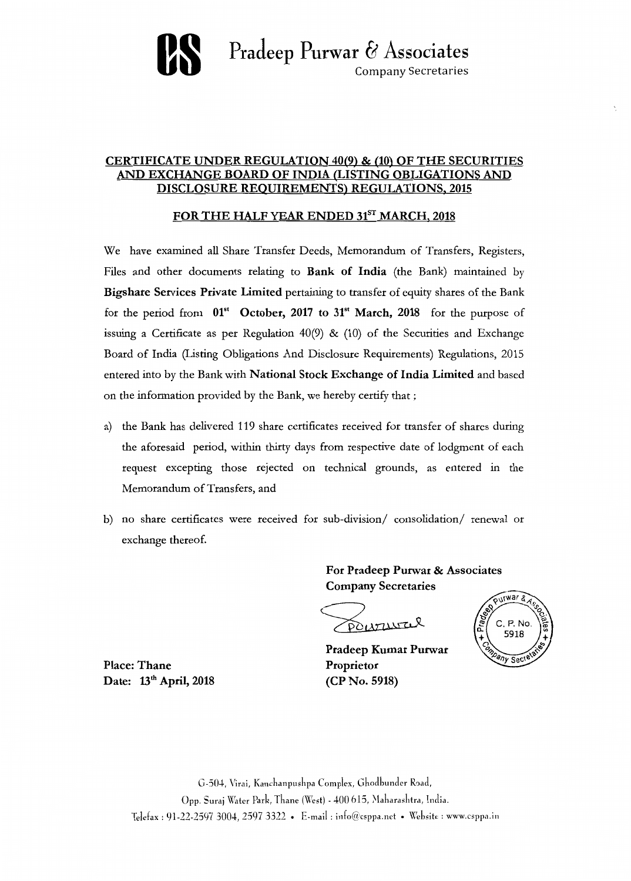# Pradeep Purwar & Associates

Company Secretaries

## CERTIFICATE UNDER REGULATION 40(9) & (10) OF THE SECURITIES AND EXCHANGE BOARD OF INDIA (LISTING OBLIGATIONS AND DISCLOSURE REQUIREMENTS) REGULATIONS, 2015

### FOR THE HALF YEAR ENDED 31ST MARCH, 2018

We have examined all Share Transfer Deeds, Memorandum of Transfers, Registers, Files and other documents relating to **Bank of India** (the Bank) maintained by **Bigshare Services Private Limited** pertaining to transfer of equity shares of the Bank for the period from **01st October, 2017 to 31st March, 2018** for the purpose of issuing a Certificate as per Regulation 40(9) & (10) of the Securities and Exchange Board of India (Listing Obligations And Disclosure Requirements) Regulations, 2015 entered into by the Bank with **National Stock Exchange of India Limited** and based on the information provided by the Bank, we hereby certify that ;

a) the Bank has delivered 119 share certificates received for transfer of shares during the aforesaid period, within thirty days from respective date of lodgment of each request excepting those rejected on technical grounds, as entered in the Memorandum of Transfers, and

b) no share certificates were received for sub-division/ consolidation/ renewal or exchange thereof.

**For Pradeep Purwar & Associates**
**Company Secretaries**

**Pradeep Kumar Purwar**
**Proprietor**
**(CP No. 5918)**

**Place: Thane**
**Date: 13th April, 2018**

G-504, Virai, Kanchanpushpa Complex, Ghodbunder Road,
Opp. Suraj Water Park, Thane (West) - 400 615, Maharashtra, India.
Telefax : 91-22-2597 3004, 2597 3322 • E-mail : info@csppa.net • Website : www.csppa.in